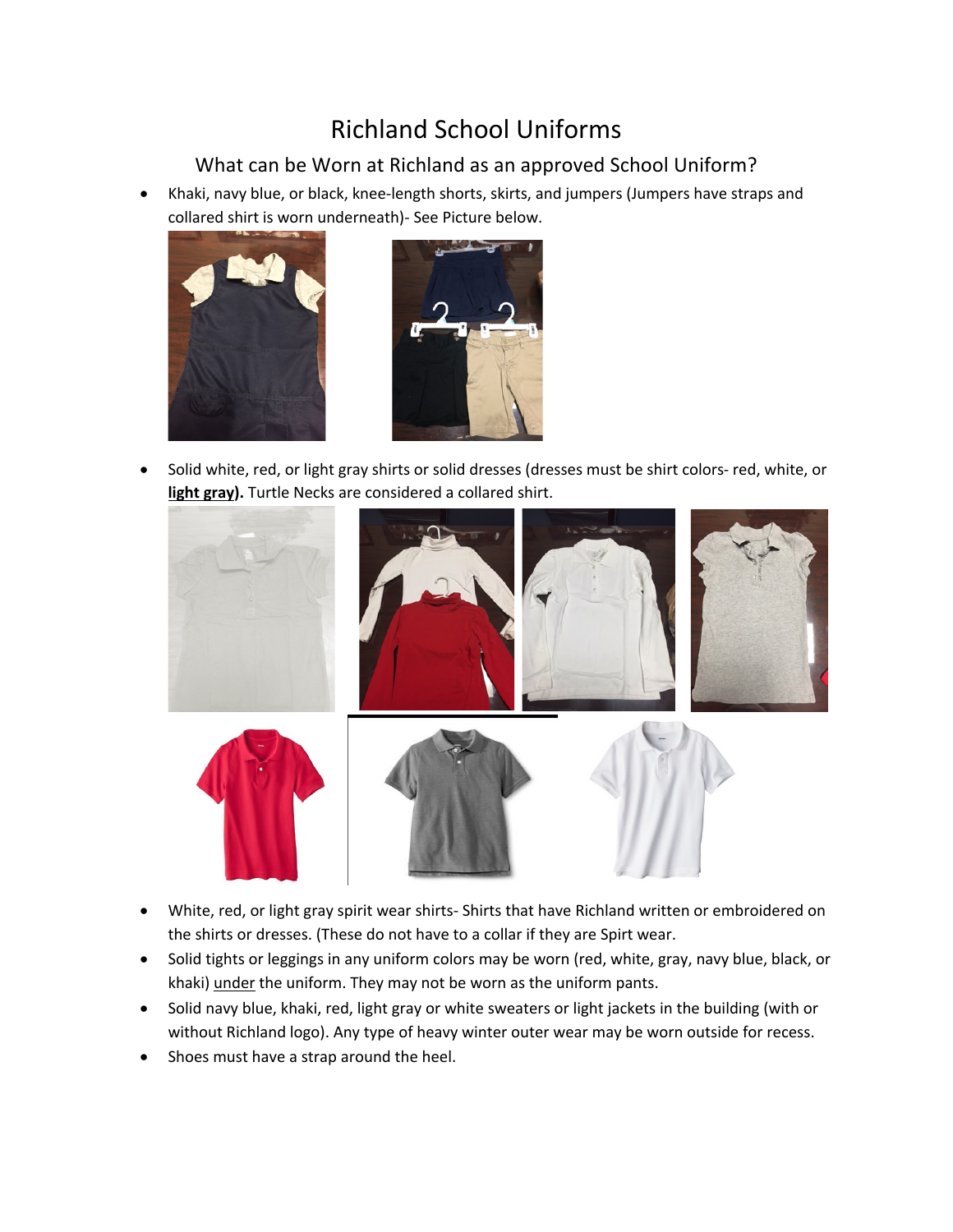# Richland School Uniforms

## What can be Worn at Richland as an approved School Uniform?

- Khaki, navy blue, or black, knee-length shorts, skirts, and jumpers (Jumpers have straps and collared shirt is worn underneath)- See Picture below.
- Solid white, red, or light gray shirts or solid dresses (dresses must be shirt colors- red, white, or **light gray).** Turtle Necks are considered a collared shirt.
- White, red, or light gray spirit wear shirts- Shirts that have Richland written or embroidered on the shirts or dresses. (These do not have to a collar if they are Spirt wear.
- Solid tights or leggings in any uniform colors may be worn (red, white, gray, navy blue, black, or khaki) under the uniform. They may not be worn as the uniform pants.
- Solid navy blue, khaki, red, light gray or white sweaters or light jackets in the building (with or without Richland logo). Any type of heavy winter outer wear may be worn outside for recess.
- Shoes must have a strap around the heel.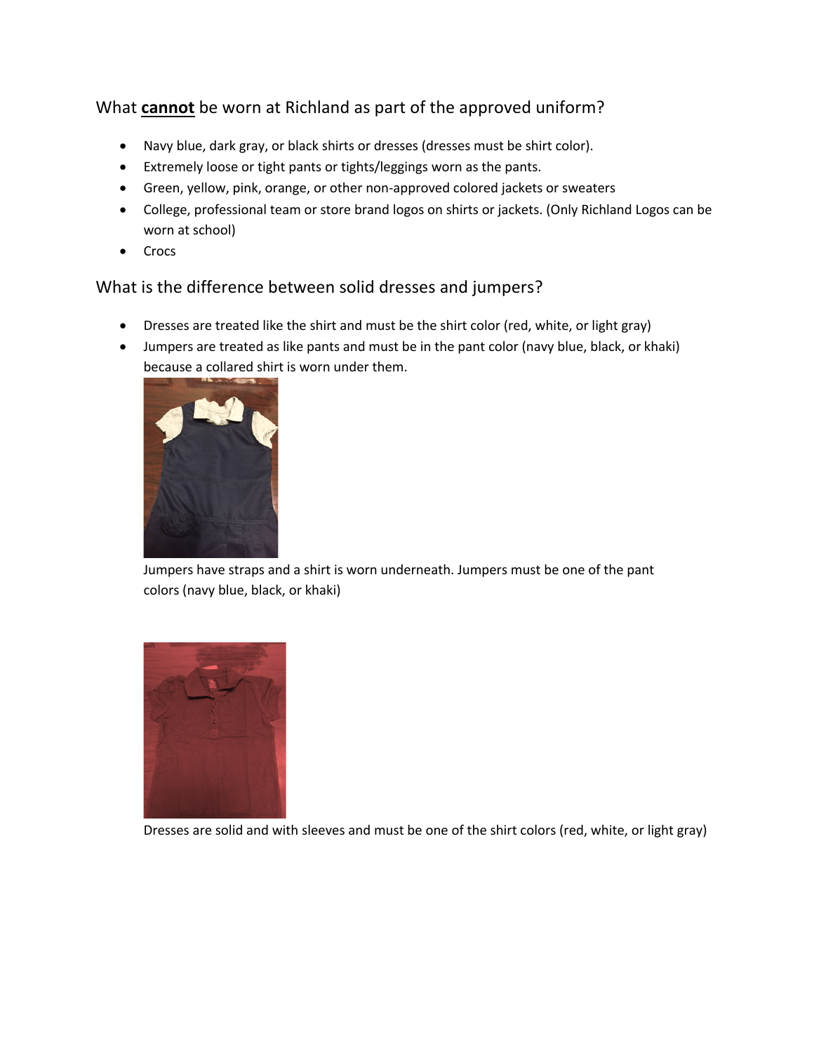## What **cannot** be worn at Richland as part of the approved uniform?

- Navy blue, dark gray, or black shirts or dresses (dresses must be shirt color).
- Extremely loose or tight pants or tights/leggings worn as the pants.
- Green, yellow, pink, orange, or other non-approved colored jackets or sweaters
- College, professional team or store brand logos on shirts or jackets. (Only Richland Logos can be worn at school)
- Crocs

## What is the difference between solid dresses and jumpers?

- Dresses are treated like the shirt and must be the shirt color (red, white, or light gray)
- Jumpers are treated as like pants and must be in the pant color (navy blue, black, or khaki) because a collared shirt is worn under them.

Jumpers have straps and a shirt is worn underneath. Jumpers must be one of the pant colors (navy blue, black, or khaki)

Dresses are solid and with sleeves and must be one of the shirt colors (red, white, or light gray)